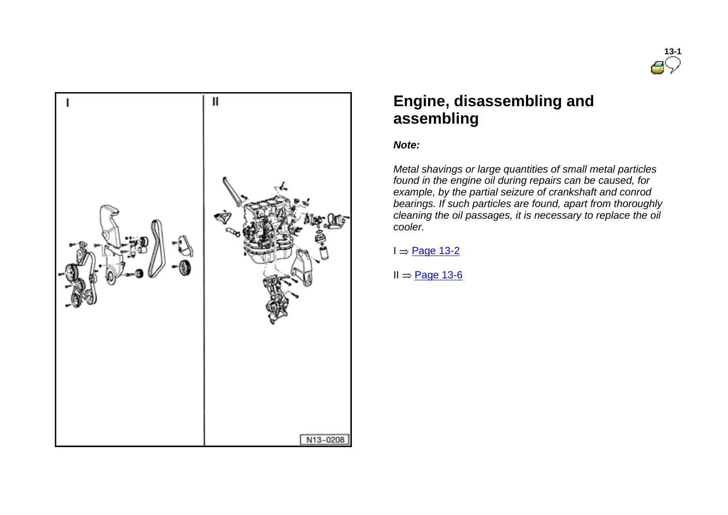# Engine, disassembling and assembling

***Note:***

*Metal shavings or large quantities of small metal particles found in the engine oil during repairs can be caused, for example, by the partial seizure of crankshaft and conrod bearings. If such particles are found, apart from thoroughly cleaning the oil passages, it is necessary to replace the oil cooler.*

I ⇒ Page 13-2

II ⇒ Page 13-6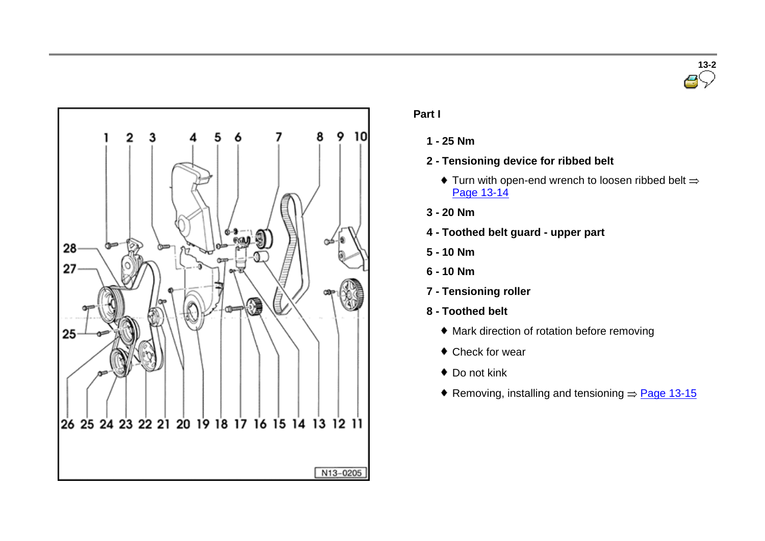**Part I**

- **1 - 25 Nm**
- **2 - Tensioning device for ribbed belt**
  - ♦ Turn with open-end wrench to loosen ribbed belt ⇒ Page 13-14
- **3 - 20 Nm**
- **4 - Toothed belt guard - upper part**
- **5 - 10 Nm**
- **6 - 10 Nm**
- **7 - Tensioning roller**
- **8 - Toothed belt**
  - ♦ Mark direction of rotation before removing
  - ♦ Check for wear
  - ♦ Do not kink
  - ♦ Removing, installing and tensioning ⇒ Page 13-15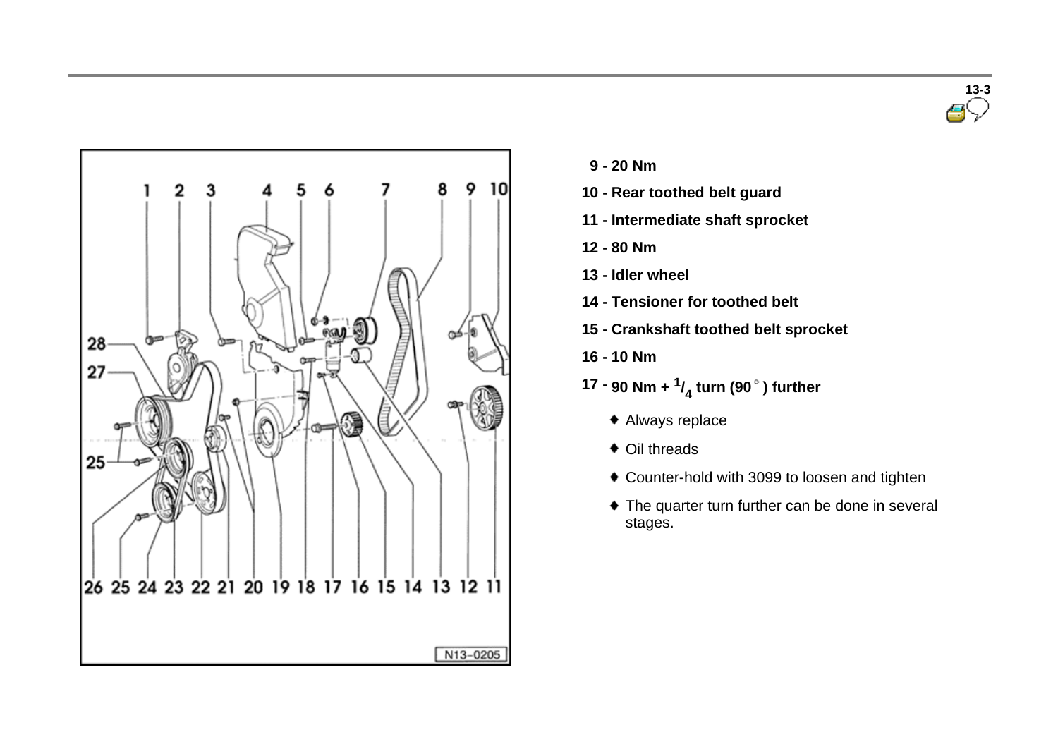9 - 20 Nm

10 - Rear toothed belt guard

11 - Intermediate shaft sprocket

12 - 80 Nm

13 - Idler wheel

14 - Tensioner for toothed belt

15 - Crankshaft toothed belt sprocket

16 - 10 Nm

17 - 90 Nm + $^{1}/_{4}$ turn (90°) further

- Always replace
- Oil threads
- Counter-hold with 3099 to loosen and tighten
- The quarter turn further can be done in several stages.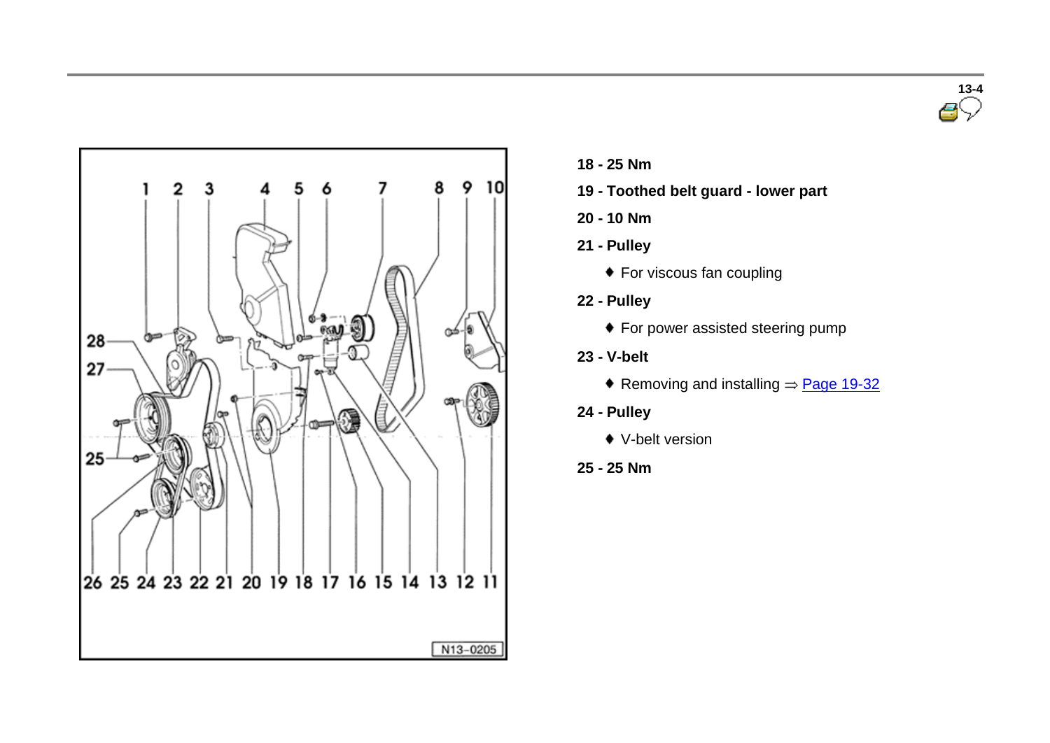**18 - 25 Nm**

**19 - Toothed belt guard - lower part**

**20 - 10 Nm**

**21 - Pulley**

- For viscous fan coupling

**22 - Pulley**

- For power assisted steering pump

**23 - V-belt**

- Removing and installing ⇒ Page 19-32

**24 - Pulley**

- V-belt version

**25 - 25 Nm**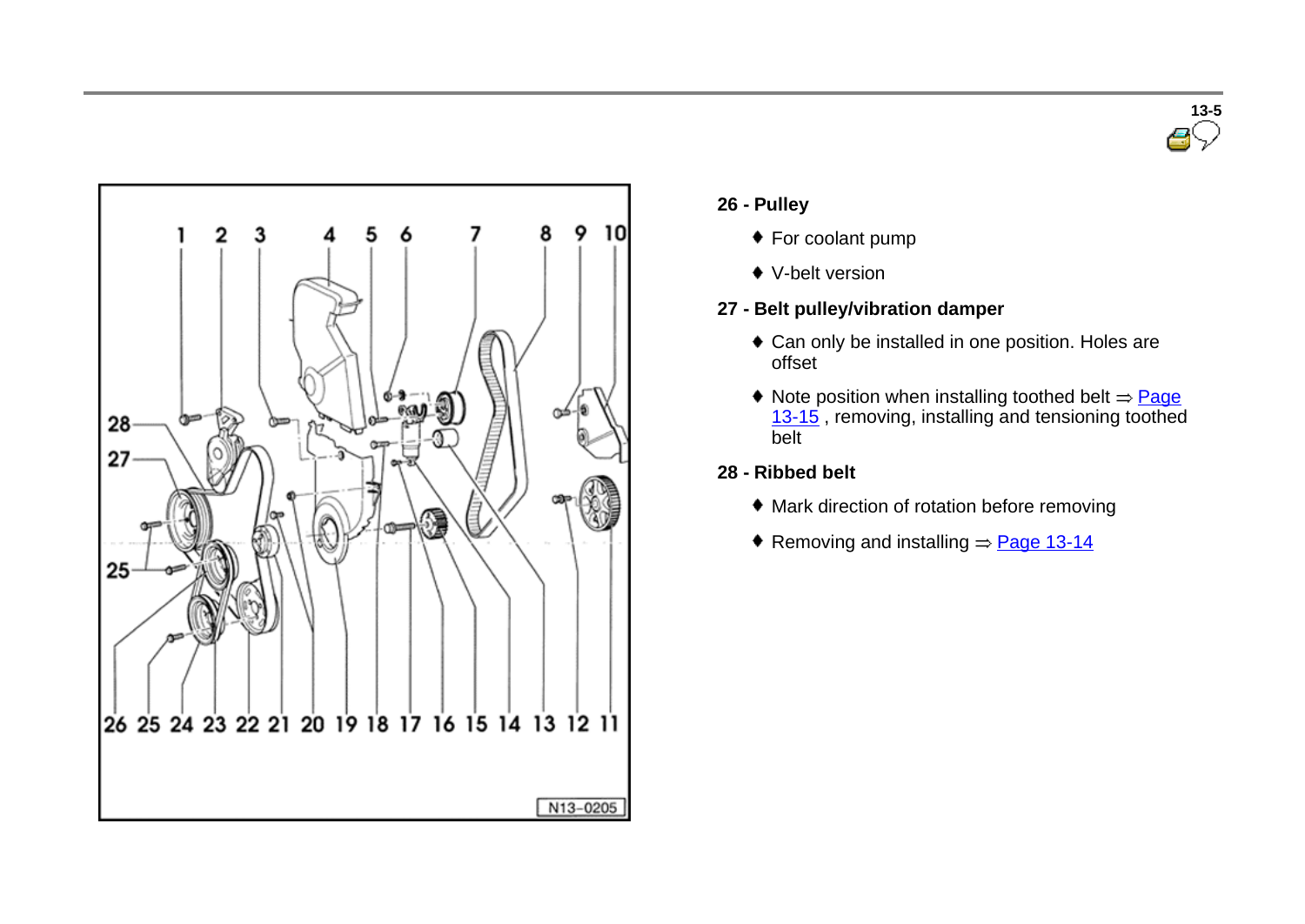**26 - Pulley**

- For coolant pump
- V-belt version

**27 - Belt pulley/vibration damper**

- Can only be installed in one position. Holes are offset
- Note position when installing toothed belt ⇒ Page 13-15 , removing, installing and tensioning toothed belt

**28 - Ribbed belt**

- Mark direction of rotation before removing
- Removing and installing ⇒ Page 13-14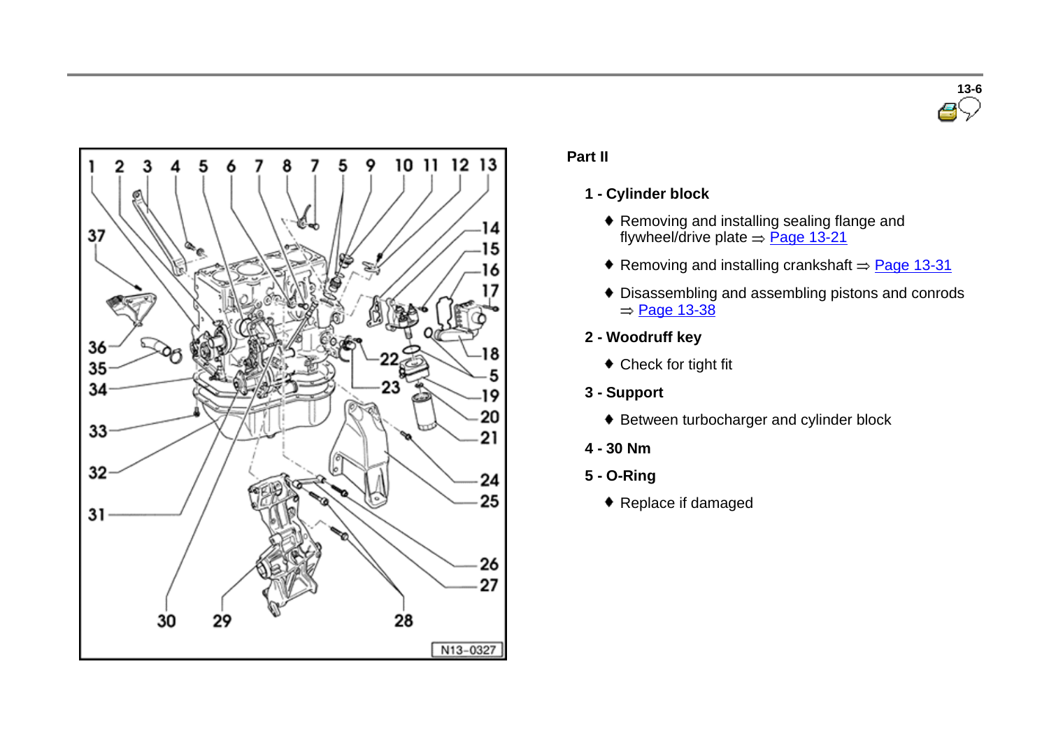## Part II

**1 - Cylinder block**

- Removing and installing sealing flange and flywheel/drive plate ⇒ Page 13-21
- Removing and installing crankshaft ⇒ Page 13-31
- Disassembling and assembling pistons and conrods ⇒ Page 13-38

**2 - Woodruff key**

- Check for tight fit

**3 - Support**

- Between turbocharger and cylinder block

**4 - 30 Nm**

**5 - O-Ring**

- Replace if damaged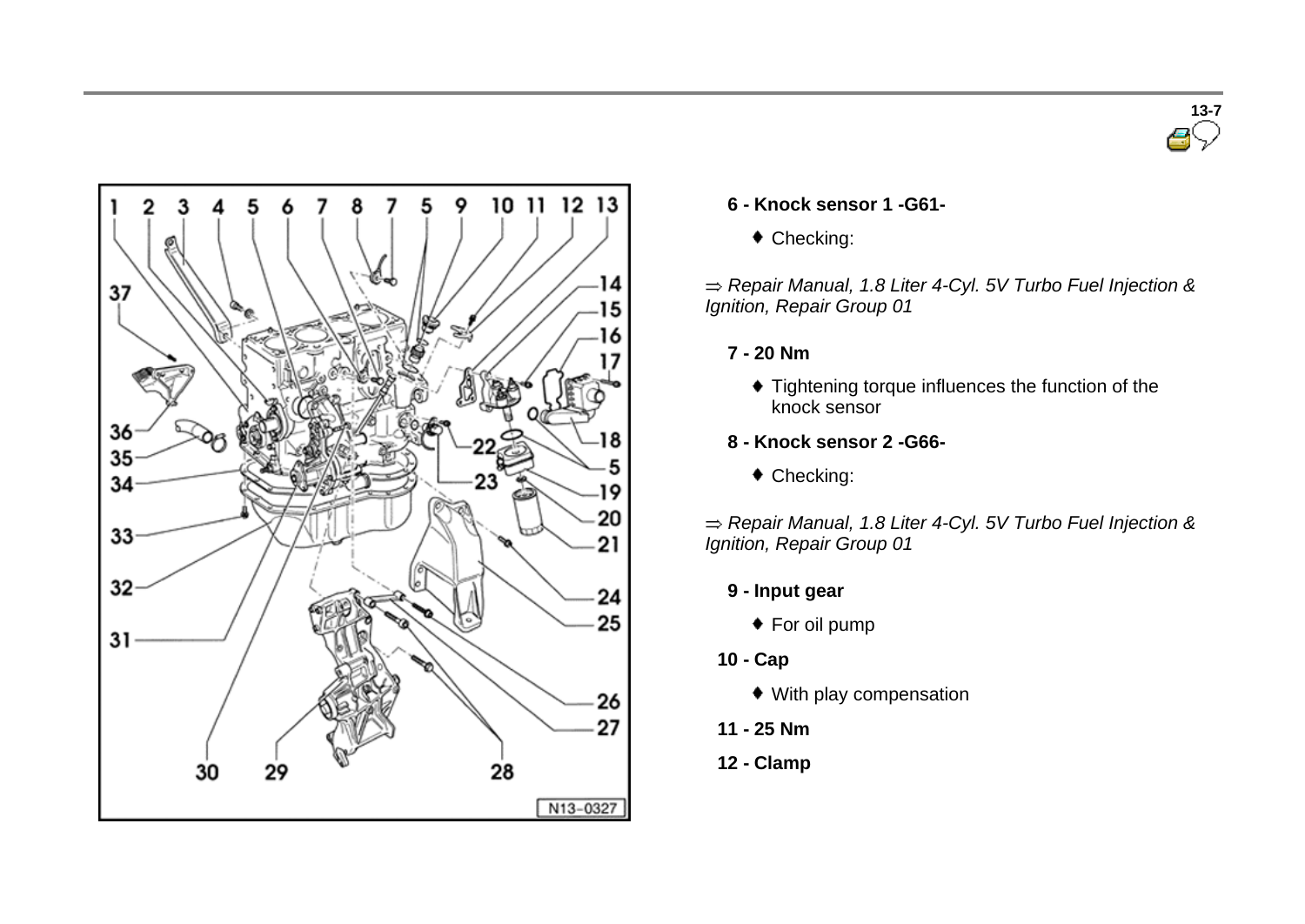**6 - Knock sensor 1 -G61-**

- Checking:

⇒ *Repair Manual, 1.8 Liter 4-Cyl. 5V Turbo Fuel Injection & Ignition, Repair Group 01*

**7 - 20 Nm**

- Tightening torque influences the function of the knock sensor

**8 - Knock sensor 2 -G66-**

- Checking:

⇒ *Repair Manual, 1.8 Liter 4-Cyl. 5V Turbo Fuel Injection & Ignition, Repair Group 01*

**9 - Input gear**

- For oil pump

**10 - Cap**

- With play compensation

**11 - 25 Nm**

**12 - Clamp**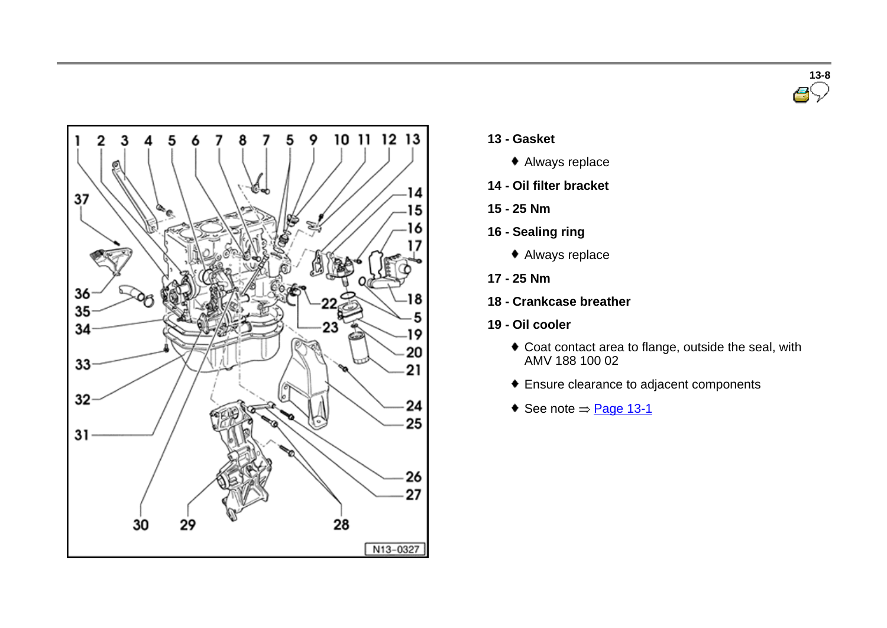**13 - Gasket**

- Always replace

**14 - Oil filter bracket**

**15 - 25 Nm**

**16 - Sealing ring**

- Always replace

**17 - 25 Nm**

**18 - Crankcase breather**

**19 - Oil cooler**

- Coat contact area to flange, outside the seal, with AMV 188 100 02
- Ensure clearance to adjacent components
- See note ⇒ Page 13-1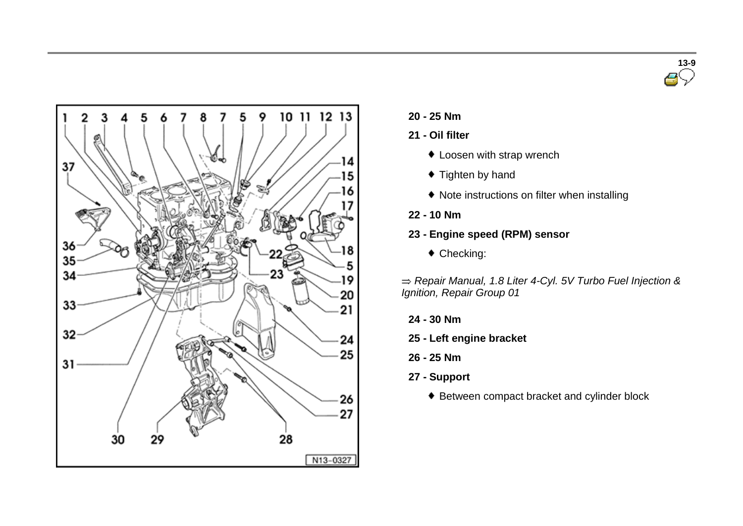**20 - 25 Nm**

**21 - Oil filter**

- Loosen with strap wrench
- Tighten by hand
- Note instructions on filter when installing

**22 - 10 Nm**

**23 - Engine speed (RPM) sensor**

- Checking:

⇒ *Repair Manual, 1.8 Liter 4-Cyl. 5V Turbo Fuel Injection & Ignition, Repair Group 01*

**24 - 30 Nm**

**25 - Left engine bracket**

**26 - 25 Nm**

**27 - Support**

- Between compact bracket and cylinder block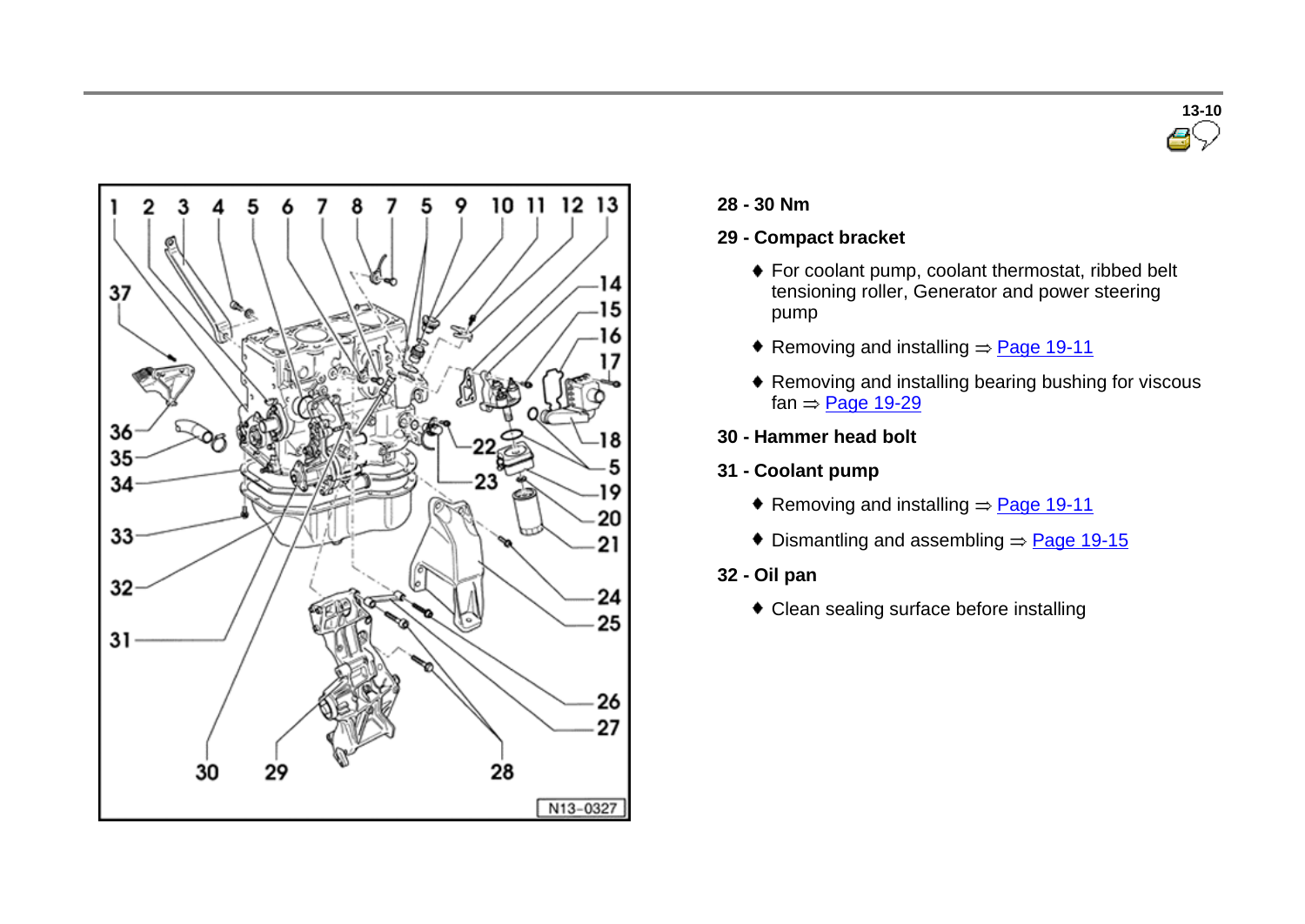**28 - 30 Nm**

**29 - Compact bracket**

- For coolant pump, coolant thermostat, ribbed belt tensioning roller, Generator and power steering pump
- Removing and installing ⇒ Page 19-11
- Removing and installing bearing bushing for viscous fan ⇒ Page 19-29

**30 - Hammer head bolt**

**31 - Coolant pump**

- Removing and installing ⇒ Page 19-11
- Dismantling and assembling ⇒ Page 19-15

**32 - Oil pan**

- Clean sealing surface before installing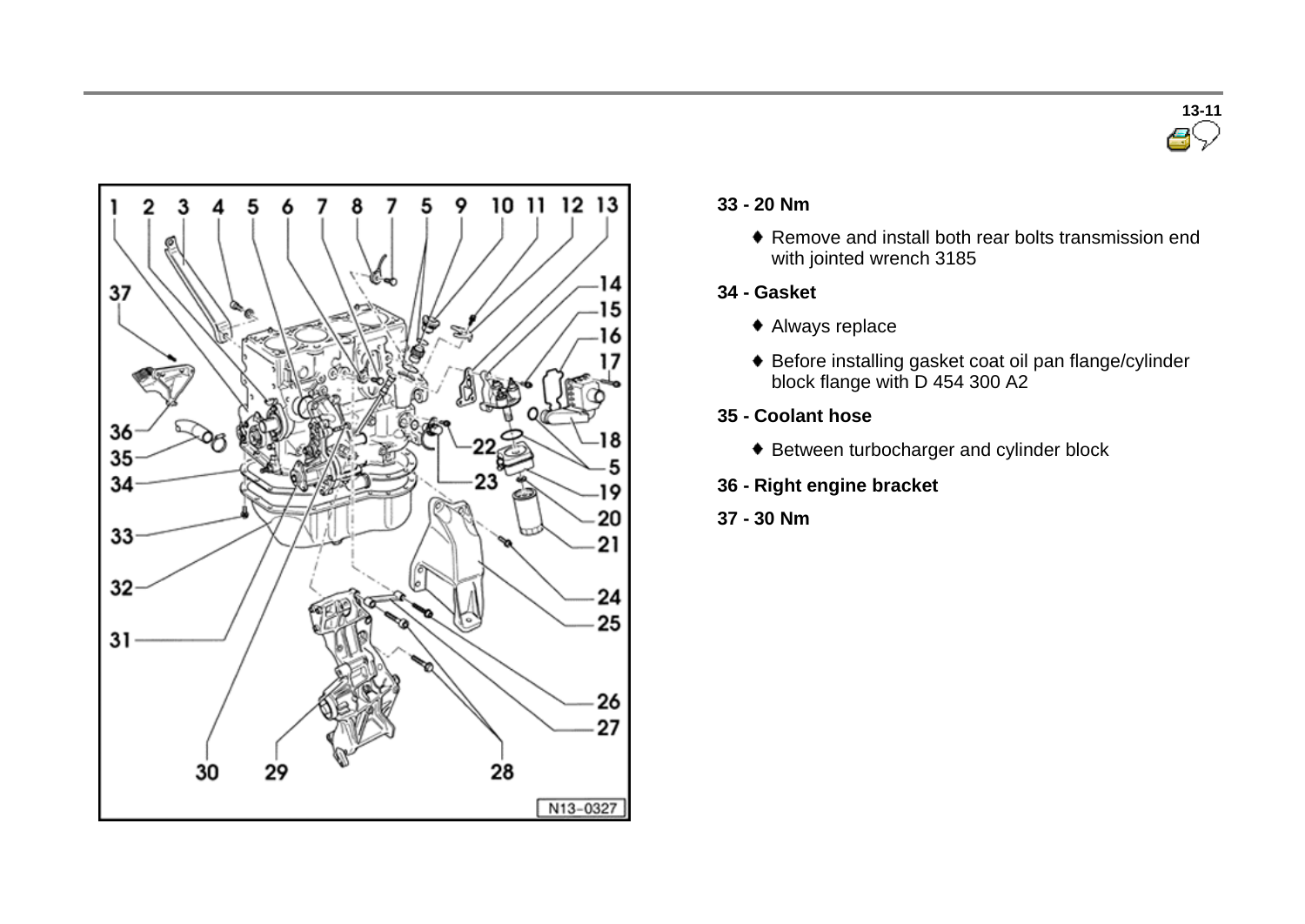**33 - 20 Nm**

- Remove and install both rear bolts transmission end with jointed wrench 3185

**34 - Gasket**

- Always replace
- Before installing gasket coat oil pan flange/cylinder block flange with D 454 300 A2

**35 - Coolant hose**

- Between turbocharger and cylinder block

**36 - Right engine bracket**

**37 - 30 Nm**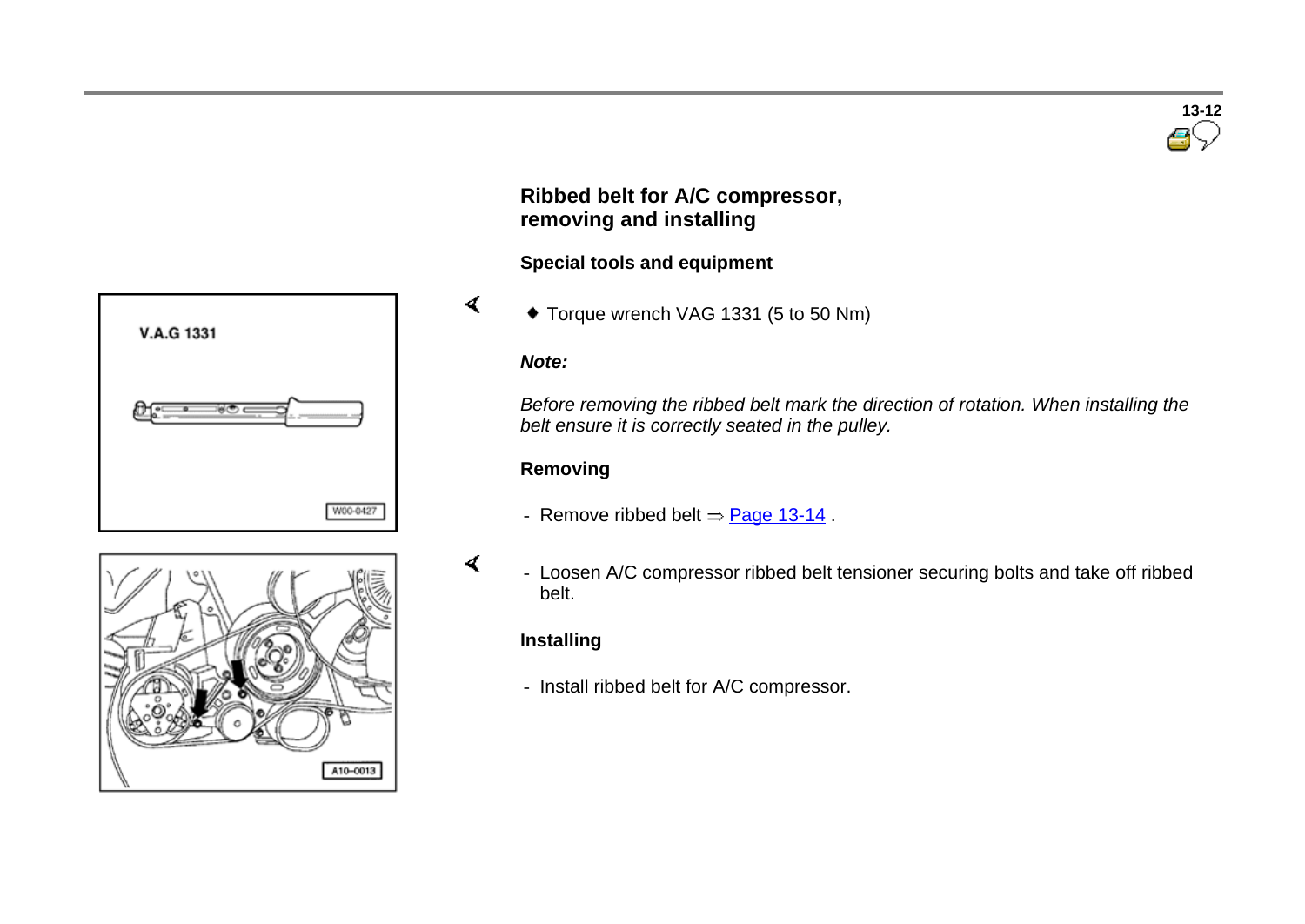## Ribbed belt for A/C compressor, removing and installing

### Special tools and equipment

- Torque wrench VAG 1331 (5 to 50 Nm)

***Note:***

*Before removing the ribbed belt mark the direction of rotation. When installing the belt ensure it is correctly seated in the pulley.*

### Removing

- Remove ribbed belt ⇒ Page 13-14 .

- Loosen A/C compressor ribbed belt tensioner securing bolts and take off ribbed belt.

### Installing

- Install ribbed belt for A/C compressor.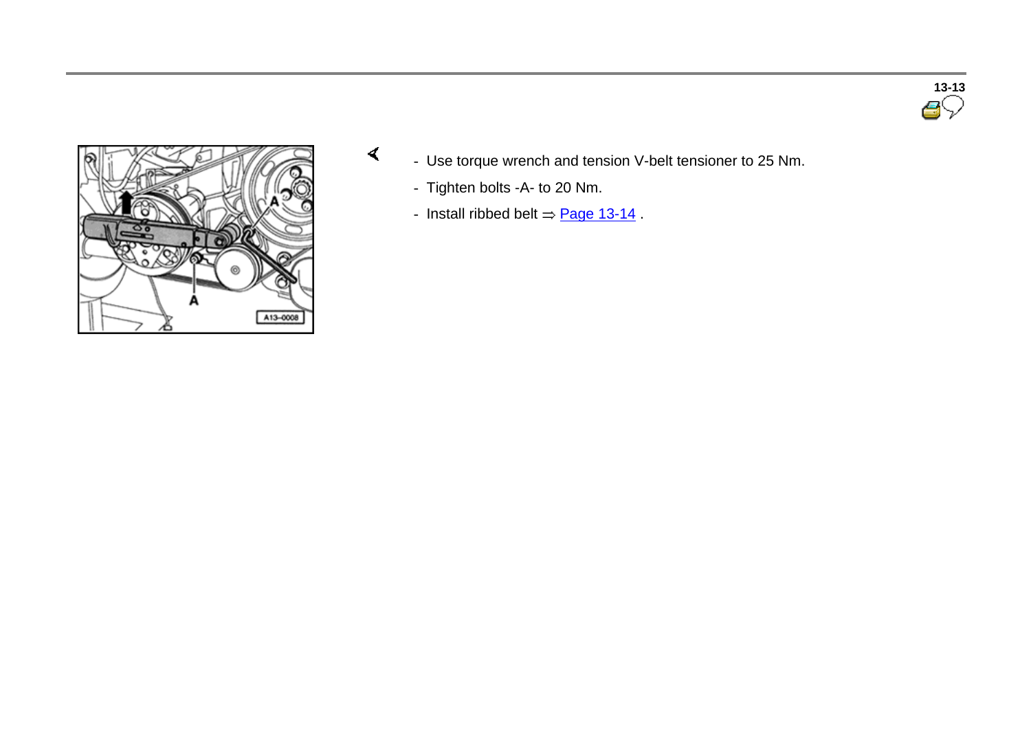- Use torque wrench and tension V-belt tensioner to 25 Nm.
- Tighten bolts -A- to 20 Nm.
- Install ribbed belt ⇒ Page 13-14 .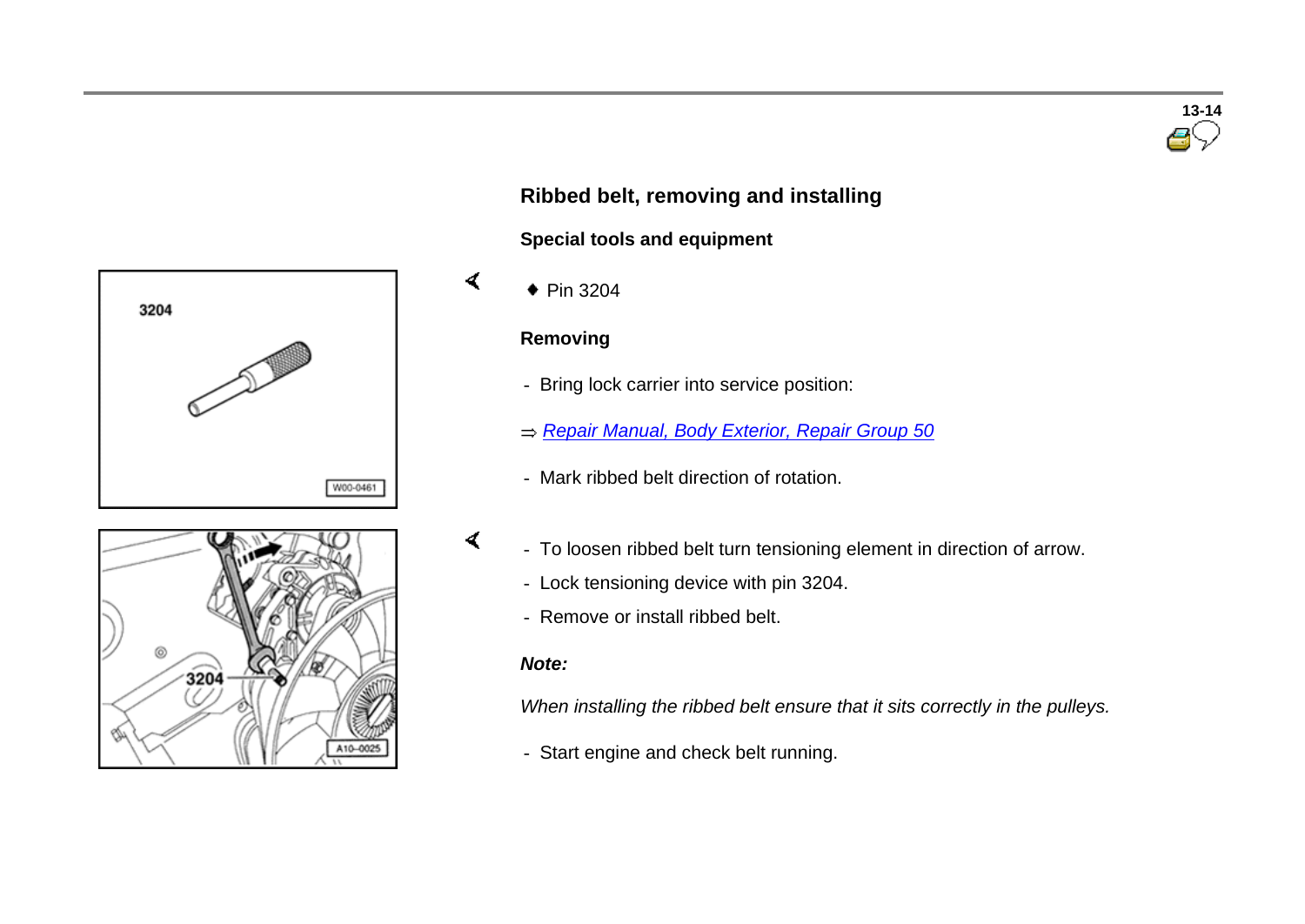## Ribbed belt, removing and installing

### Special tools and equipment

- Pin 3204

### Removing

- Bring lock carrier into service position:

⇒ *Repair Manual, Body Exterior, Repair Group 50*

- Mark ribbed belt direction of rotation.
- To loosen ribbed belt turn tensioning element in direction of arrow.
- Lock tensioning device with pin 3204.
- Remove or install ribbed belt.

***Note:***

*When installing the ribbed belt ensure that it sits correctly in the pulleys.*

- Start engine and check belt running.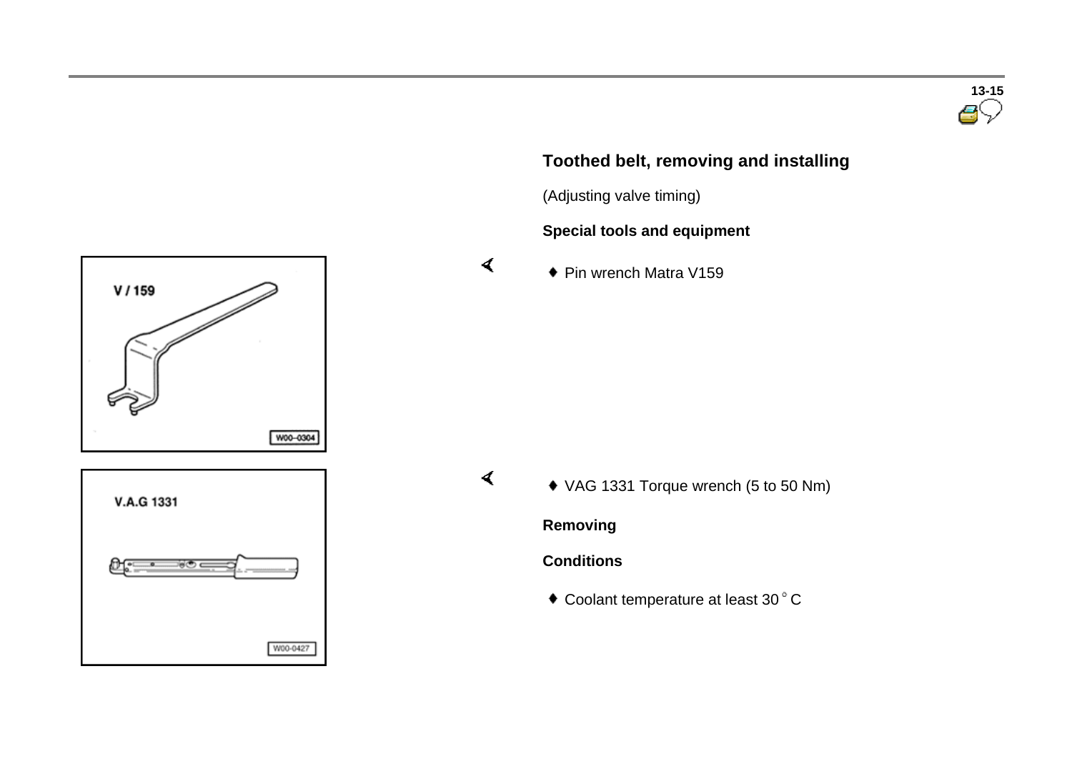## Toothed belt, removing and installing

(Adjusting valve timing)

**Special tools and equipment**

- Pin wrench Matra V159

- VAG 1331 Torque wrench (5 to 50 Nm)

**Removing**

**Conditions**

- Coolant temperature at least 30 °C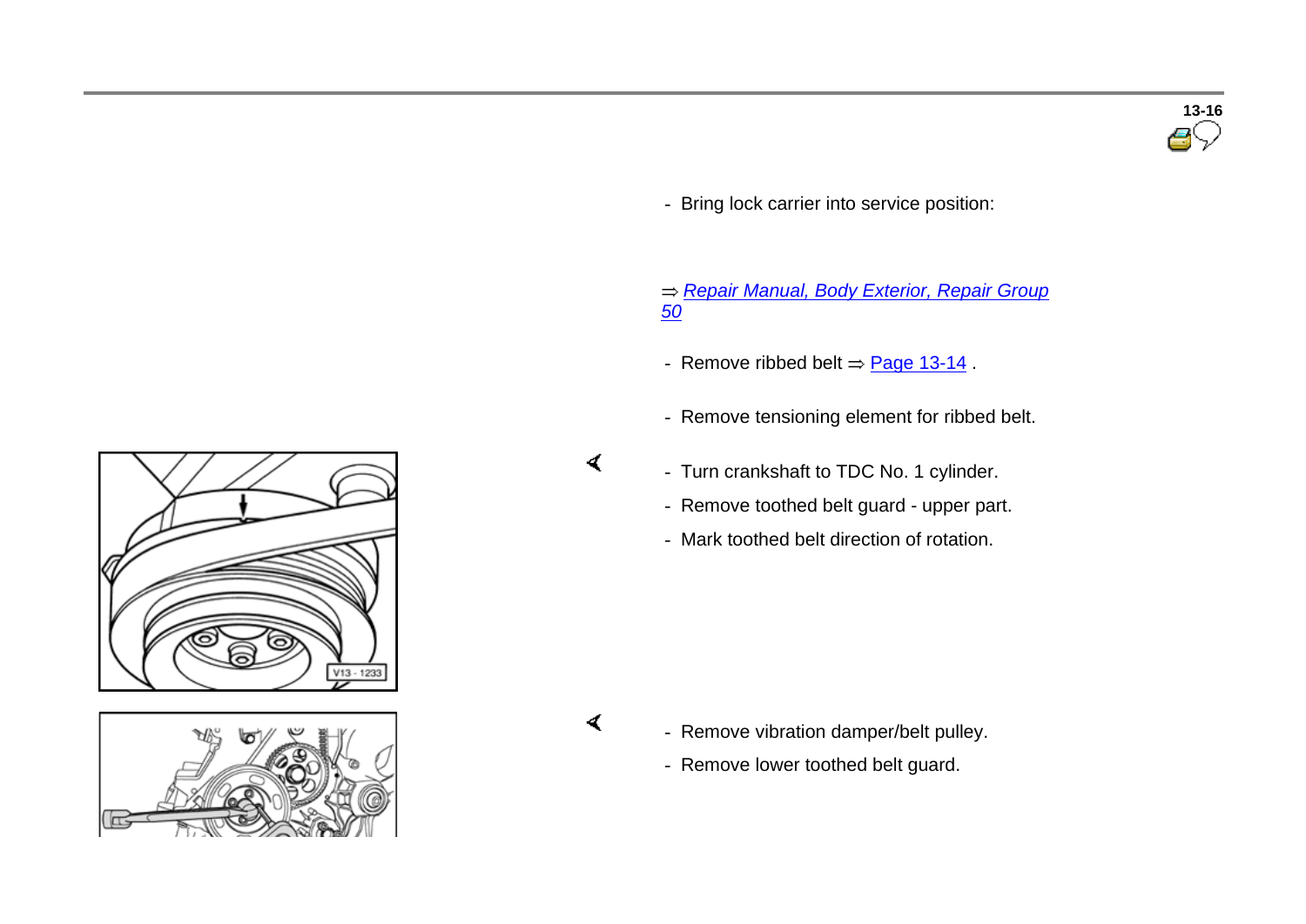- Bring lock carrier into service position:

⇒ *Repair Manual, Body Exterior, Repair Group 50*

- Remove ribbed belt ⇒ Page 13-14 .

- Remove tensioning element for ribbed belt.

- Turn crankshaft to TDC No. 1 cylinder.
- Remove toothed belt guard - upper part.
- Mark toothed belt direction of rotation.

- Remove vibration damper/belt pulley.
- Remove lower toothed belt guard.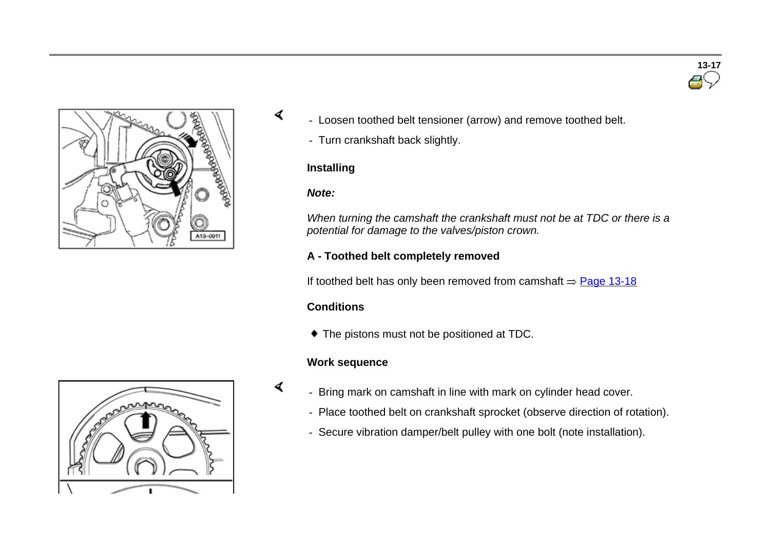- Loosen toothed belt tensioner (arrow) and remove toothed belt.
- Turn crankshaft back slightly.

**Installing**

***Note:***

*When turning the camshaft the crankshaft must not be at TDC or there is a potential for damage to the valves/piston crown.*

**A - Toothed belt completely removed**

If toothed belt has only been removed from camshaft ⇒ Page 13-18

**Conditions**

- The pistons must not be positioned at TDC.

**Work sequence**

- Bring mark on camshaft in line with mark on cylinder head cover.
- Place toothed belt on crankshaft sprocket (observe direction of rotation).
- Secure vibration damper/belt pulley with one bolt (note installation).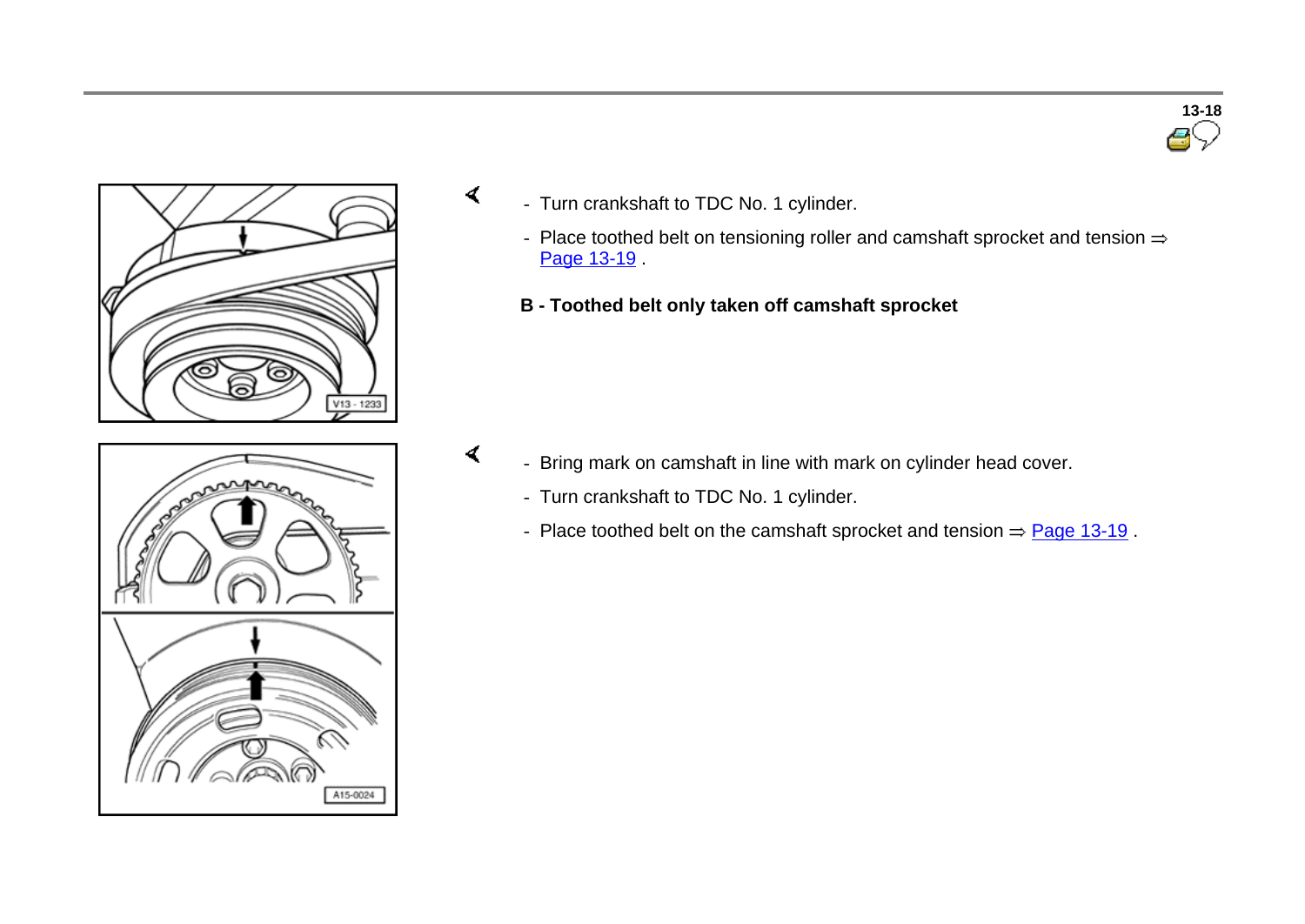- Turn crankshaft to TDC No. 1 cylinder.
- Place toothed belt on tensioning roller and camshaft sprocket and tension ⇒ Page 13-19 .

**B - Toothed belt only taken off camshaft sprocket**

- Bring mark on camshaft in line with mark on cylinder head cover.
- Turn crankshaft to TDC No. 1 cylinder.
- Place toothed belt on the camshaft sprocket and tension ⇒ Page 13-19 .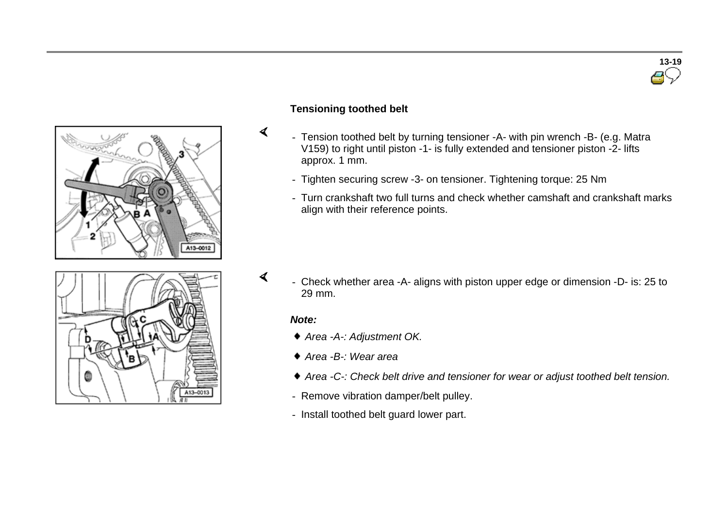## Tensioning toothed belt

- Tension toothed belt by turning tensioner -A- with pin wrench -B- (e.g. Matra V159) to right until piston -1- is fully extended and tensioner piston -2- lifts approx. 1 mm.
- Tighten securing screw -3- on tensioner. Tightening torque: 25 Nm
- Turn crankshaft two full turns and check whether camshaft and crankshaft marks align with their reference points.

- Check whether area -A- aligns with piston upper edge or dimension -D- is: 25 to 29 mm.

***Note:***

- *Area -A-: Adjustment OK.*
- *Area -B-: Wear area*
- *Area -C-: Check belt drive and tensioner for wear or adjust toothed belt tension.*

- Remove vibration damper/belt pulley.
- Install toothed belt guard lower part.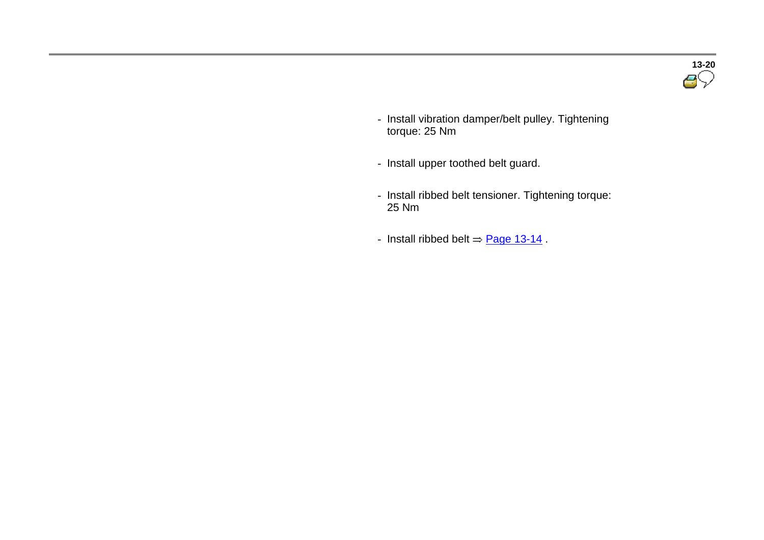- Install vibration damper/belt pulley. Tightening torque: 25 Nm
- Install upper toothed belt guard.
- Install ribbed belt tensioner. Tightening torque: 25 Nm
- Install ribbed belt ⇒ Page 13-14 .